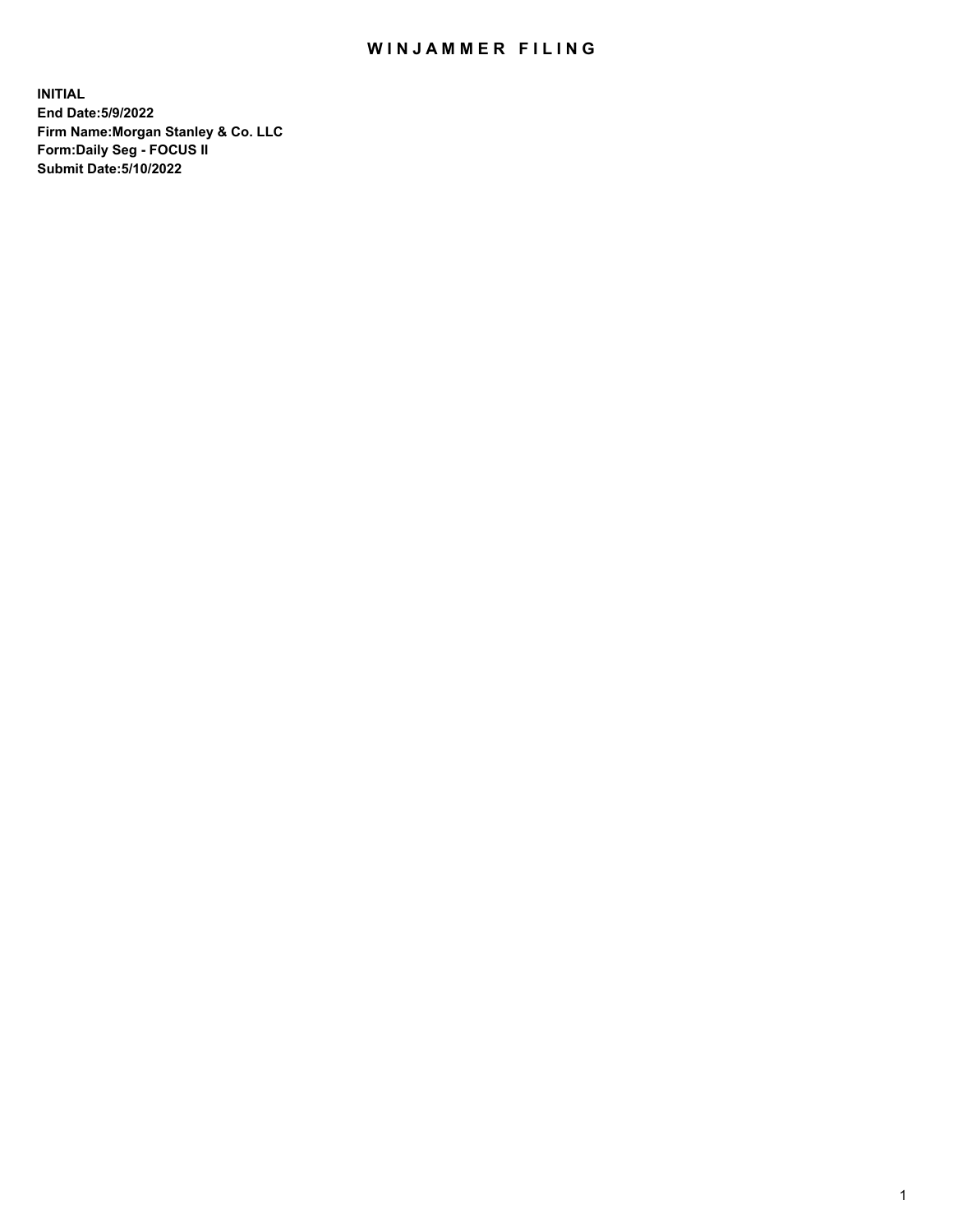# WINJAMMER FILING

**INITIAL**
**End Date:5/9/2022**
**Firm Name:Morgan Stanley & Co. LLC**
**Form:Daily Seg - FOCUS II**
**Submit Date:5/10/2022**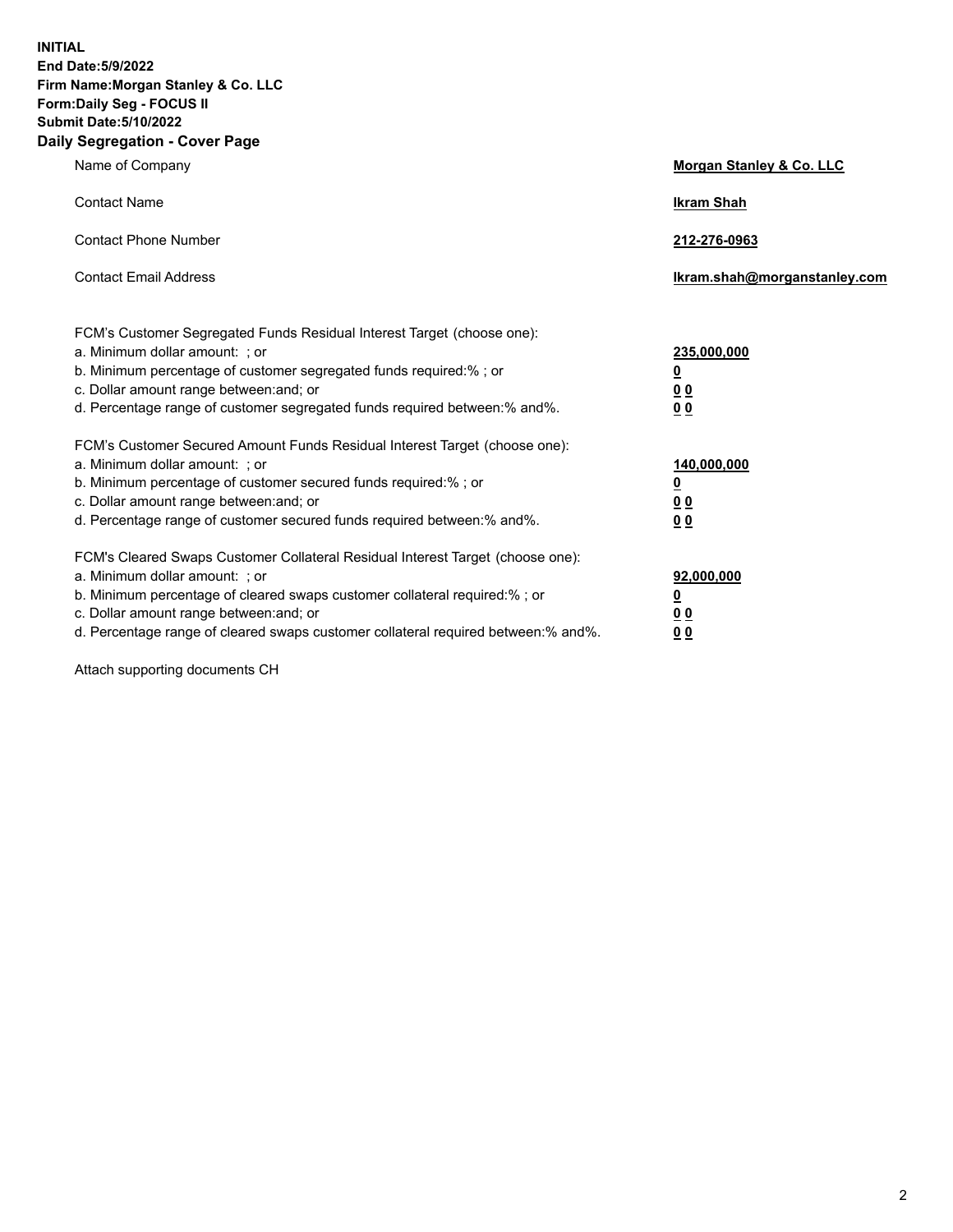**INITIAL**
**End Date:5/9/2022**
**Firm Name:Morgan Stanley & Co. LLC**
**Form:Daily Seg - FOCUS II**
**Submit Date:5/10/2022**

## Daily Segregation - Cover Page

| | |
|---|---|
| Name of Company | **Morgan Stanley & Co. LLC** |
| Contact Name | **Ikram Shah** |
| Contact Phone Number | **212-276-0963** |
| Contact Email Address | **Ikram.shah@morganstanley.com** |

FCM's Customer Segregated Funds Residual Interest Target (choose one):

| | |
|---|---|
| a. Minimum dollar amount: ; or | **235,000,000** |
| b. Minimum percentage of customer segregated funds required:% ; or | **0** |
| c. Dollar amount range between:and; or | **0 0** |
| d. Percentage range of customer segregated funds required between:% and%. | **0 0** |

FCM's Customer Secured Amount Funds Residual Interest Target (choose one):

| | |
|---|---|
| a. Minimum dollar amount: ; or | **140,000,000** |
| b. Minimum percentage of customer secured funds required:% ; or | **0** |
| c. Dollar amount range between:and; or | **0 0** |
| d. Percentage range of customer secured funds required between:% and%. | **0 0** |

FCM's Cleared Swaps Customer Collateral Residual Interest Target (choose one):

| | |
|---|---|
| a. Minimum dollar amount: ; or | **92,000,000** |
| b. Minimum percentage of cleared swaps customer collateral required:% ; or | **0** |
| c. Dollar amount range between:and; or | **0 0** |
| d. Percentage range of cleared swaps customer collateral required between:% and%. | **0 0** |

Attach supporting documents CH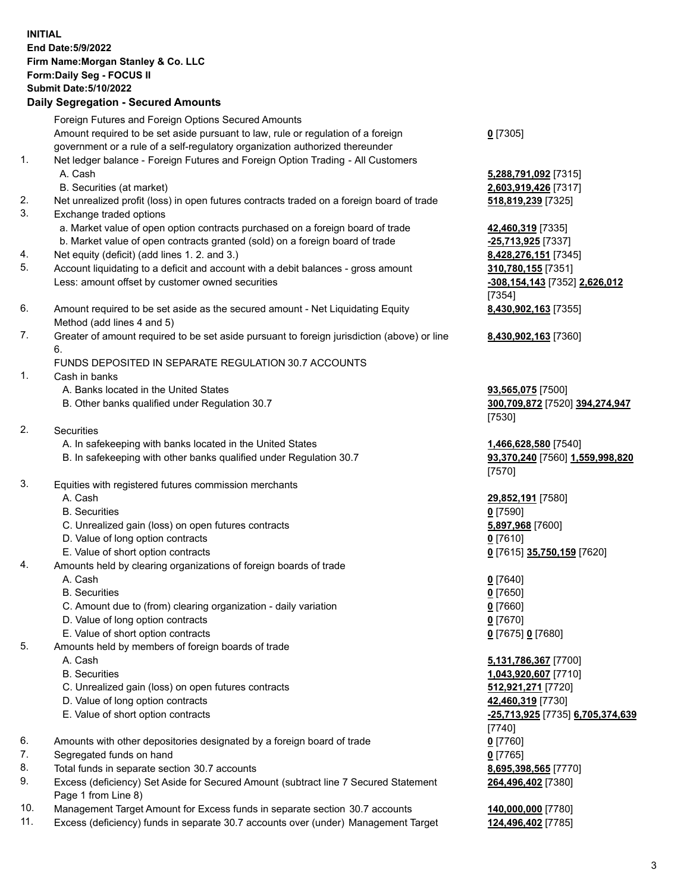**INITIAL**
**End Date:5/9/2022**
**Firm Name:Morgan Stanley & Co. LLC**
**Form:Daily Seg - FOCUS II**
**Submit Date:5/10/2022**

## Daily Segregation - Secured Amounts

| | | |
|---|---|---|
| | Foreign Futures and Foreign Options Secured Amounts | |
| | Amount required to be set aside pursuant to law, rule or regulation of a foreign government or a rule of a self-regulatory organization authorized thereunder | **0** [7305] |
| 1. | Net ledger balance - Foreign Futures and Foreign Option Trading - All Customers | |
| | A. Cash | **5,288,791,092** [7315] |
| | B. Securities (at market) | **2,603,919,426** [7317] |
| 2. | Net unrealized profit (loss) in open futures contracts traded on a foreign board of trade | **518,819,239** [7325] |
| 3. | Exchange traded options | |
| | a. Market value of open option contracts purchased on a foreign board of trade | **42,460,319** [7335] |
| | b. Market value of open contracts granted (sold) on a foreign board of trade | **-25,713,925** [7337] |
| 4. | Net equity (deficit) (add lines 1. 2. and 3.) | **8,428,276,151** [7345] |
| 5. | Account liquidating to a deficit and account with a debit balances - gross amount | **310,780,155** [7351] |
| | Less: amount offset by customer owned securities | **-308,154,143** [7352] **2,626,012** [7354] |
| 6. | Amount required to be set aside as the secured amount - Net Liquidating Equity Method (add lines 4 and 5) | **8,430,902,163** [7355] |
| 7. | Greater of amount required to be set aside pursuant to foreign jurisdiction (above) or line 6. | **8,430,902,163** [7360] |
| | FUNDS DEPOSITED IN SEPARATE REGULATION 30.7 ACCOUNTS | |
| 1. | Cash in banks | |
| | A. Banks located in the United States | **93,565,075** [7500] |
| | B. Other banks qualified under Regulation 30.7 | **300,709,872** [7520] **394,274,947** [7530] |
| 2. | Securities | |
| | A. In safekeeping with banks located in the United States | **1,466,628,580** [7540] |
| | B. In safekeeping with other banks qualified under Regulation 30.7 | **93,370,240** [7560] **1,559,998,820** [7570] |
| 3. | Equities with registered futures commission merchants | |
| | A. Cash | **29,852,191** [7580] |
| | B. Securities | **0** [7590] |
| | C. Unrealized gain (loss) on open futures contracts | **5,897,968** [7600] |
| | D. Value of long option contracts | **0** [7610] |
| | E. Value of short option contracts | **0** [7615] **35,750,159** [7620] |
| 4. | Amounts held by clearing organizations of foreign boards of trade | |
| | A. Cash | **0** [7640] |
| | B. Securities | **0** [7650] |
| | C. Amount due to (from) clearing organization - daily variation | **0** [7660] |
| | D. Value of long option contracts | **0** [7670] |
| | E. Value of short option contracts | **0** [7675] **0** [7680] |
| 5. | Amounts held by members of foreign boards of trade | |
| | A. Cash | **5,131,786,367** [7700] |
| | B. Securities | **1,043,920,607** [7710] |
| | C. Unrealized gain (loss) on open futures contracts | **512,921,271** [7720] |
| | D. Value of long option contracts | **42,460,319** [7730] |
| | E. Value of short option contracts | **-25,713,925** [7735] **6,705,374,639** [7740] |
| 6. | Amounts with other depositories designated by a foreign board of trade | **0** [7760] |
| 7. | Segregated funds on hand | **0** [7765] |
| 8. | Total funds in separate section 30.7 accounts | **8,695,398,565** [7770] |
| 9. | Excess (deficiency) Set Aside for Secured Amount (subtract line 7 Secured Statement Page 1 from Line 8) | **264,496,402** [7380] |
| 10. | Management Target Amount for Excess funds in separate section 30.7 accounts | **140,000,000** [7780] |
| 11. | Excess (deficiency) funds in separate 30.7 accounts over (under) Management Target | **124,496,402** [7785] |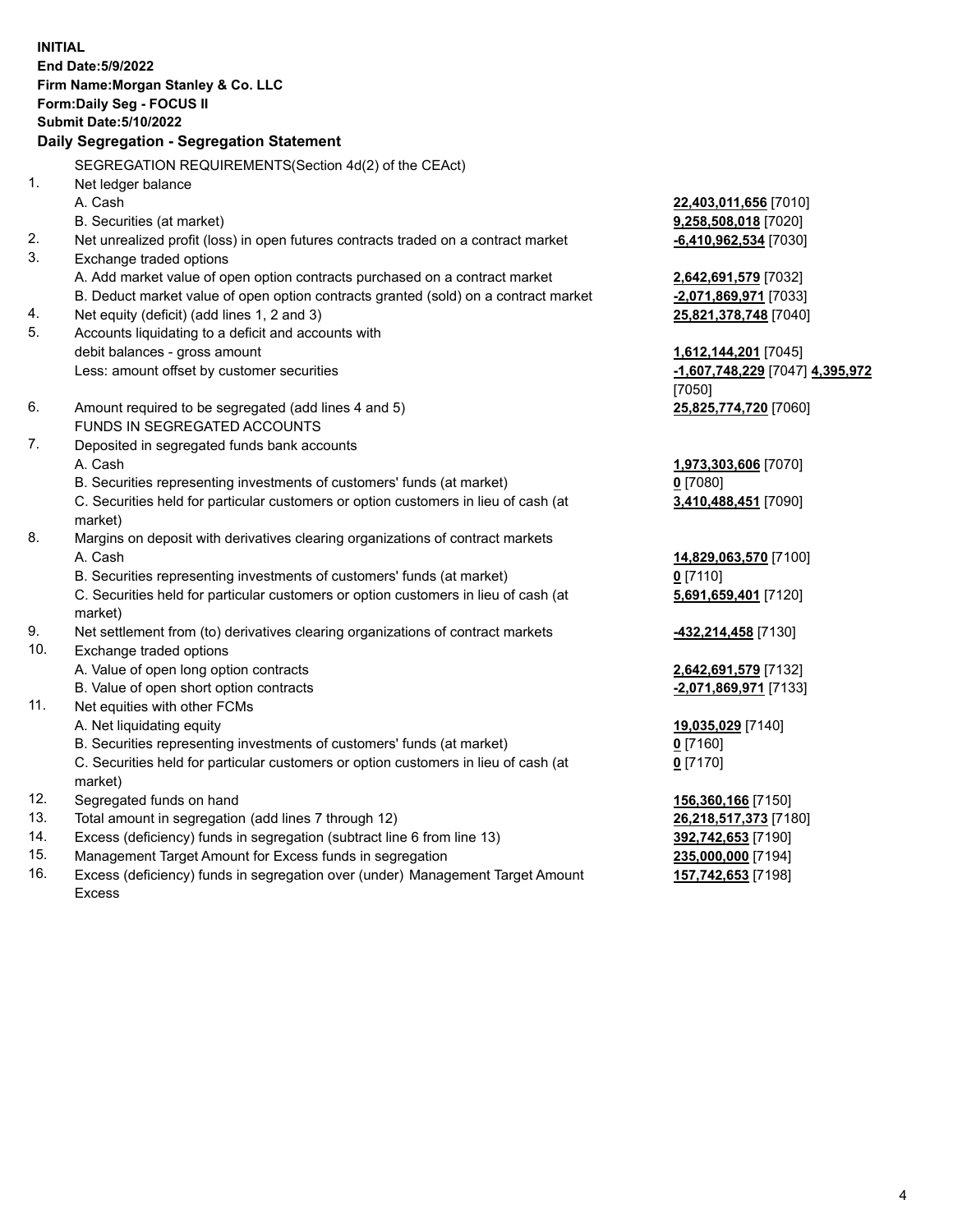**INITIAL**
**End Date:5/9/2022**
**Firm Name:Morgan Stanley & Co. LLC**
**Form:Daily Seg - FOCUS II**
**Submit Date:5/10/2022**

## Daily Segregation - Segregation Statement

SEGREGATION REQUIREMENTS(Section 4d(2) of the CEAct)

| | | |
|---|---|---|
| 1. | Net ledger balance | |
| | A. Cash | **22,403,011,656** [7010] |
| | B. Securities (at market) | **9,258,508,018** [7020] |
| 2. | Net unrealized profit (loss) in open futures contracts traded on a contract market | **-6,410,962,534** [7030] |
| 3. | Exchange traded options | |
| | A. Add market value of open option contracts purchased on a contract market | **2,642,691,579** [7032] |
| | B. Deduct market value of open option contracts granted (sold) on a contract market | **-2,071,869,971** [7033] |
| 4. | Net equity (deficit) (add lines 1, 2 and 3) | **25,821,378,748** [7040] |
| 5. | Accounts liquidating to a deficit and accounts with debit balances - gross amount | **1,612,144,201** [7045] |
| | Less: amount offset by customer securities | **-1,607,748,229** [7047] **4,395,972** [7050] |
| 6. | Amount required to be segregated (add lines 4 and 5) | **25,825,774,720** [7060] |
| | FUNDS IN SEGREGATED ACCOUNTS | |
| 7. | Deposited in segregated funds bank accounts | |
| | A. Cash | **1,973,303,606** [7070] |
| | B. Securities representing investments of customers' funds (at market) | **0** [7080] |
| | C. Securities held for particular customers or option customers in lieu of cash (at market) | **3,410,488,451** [7090] |
| 8. | Margins on deposit with derivatives clearing organizations of contract markets | |
| | A. Cash | **14,829,063,570** [7100] |
| | B. Securities representing investments of customers' funds (at market) | **0** [7110] |
| | C. Securities held for particular customers or option customers in lieu of cash (at market) | **5,691,659,401** [7120] |
| 9. | Net settlement from (to) derivatives clearing organizations of contract markets | **-432,214,458** [7130] |
| 10. | Exchange traded options | |
| | A. Value of open long option contracts | **2,642,691,579** [7132] |
| | B. Value of open short option contracts | **-2,071,869,971** [7133] |
| 11. | Net equities with other FCMs | |
| | A. Net liquidating equity | **19,035,029** [7140] |
| | B. Securities representing investments of customers' funds (at market) | **0** [7160] |
| | C. Securities held for particular customers or option customers in lieu of cash (at market) | **0** [7170] |
| 12. | Segregated funds on hand | **156,360,166** [7150] |
| 13. | Total amount in segregation (add lines 7 through 12) | **26,218,517,373** [7180] |
| 14. | Excess (deficiency) funds in segregation (subtract line 6 from line 13) | **392,742,653** [7190] |
| 15. | Management Target Amount for Excess funds in segregation | **235,000,000** [7194] |
| 16. | Excess (deficiency) funds in segregation over (under) Management Target Amount Excess | **157,742,653** [7198] |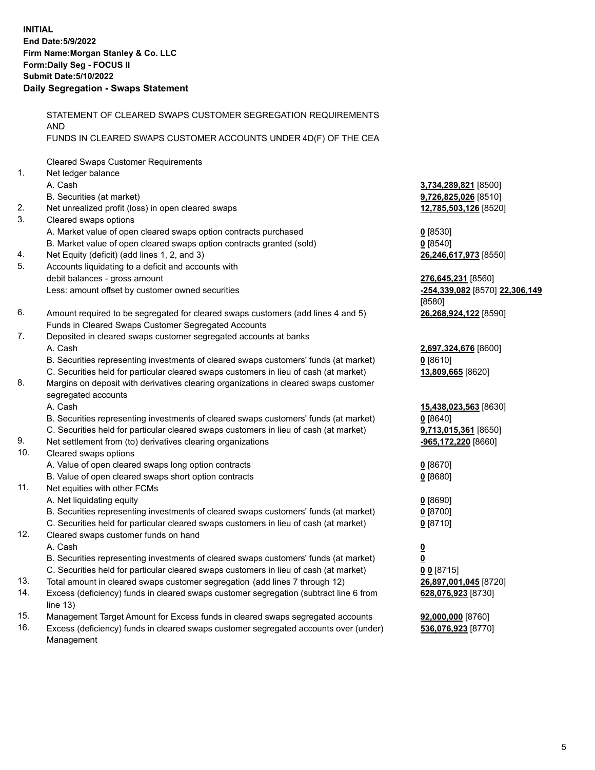**INITIAL**
**End Date:5/9/2022**
**Firm Name:Morgan Stanley & Co. LLC**
**Form:Daily Seg - FOCUS II**
**Submit Date:5/10/2022**
**Daily Segregation - Swaps Statement**

STATEMENT OF CLEARED SWAPS CUSTOMER SEGREGATION REQUIREMENTS AND FUNDS IN CLEARED SWAPS CUSTOMER ACCOUNTS UNDER 4D(F) OF THE CEA

| | | |
|---|---|---|
| | Cleared Swaps Customer Requirements | |
| 1. | Net ledger balance | |
| | A. Cash | **3,734,289,821** [8500] |
| | B. Securities (at market) | **9,726,825,026** [8510] |
| 2. | Net unrealized profit (loss) in open cleared swaps | **12,785,503,126** [8520] |
| 3. | Cleared swaps options | |
| | A. Market value of open cleared swaps option contracts purchased | **0** [8530] |
| | B. Market value of open cleared swaps option contracts granted (sold) | **0** [8540] |
| 4. | Net Equity (deficit) (add lines 1, 2, and 3) | **26,246,617,973** [8550] |
| 5. | Accounts liquidating to a deficit and accounts with debit balances - gross amount | **276,645,231** [8560] |
| | Less: amount offset by customer owned securities | **-254,339,082** [8570] **22,306,149** [8580] |
| 6. | Amount required to be segregated for cleared swaps customers (add lines 4 and 5) | **26,268,924,122** [8590] |
| | Funds in Cleared Swaps Customer Segregated Accounts | |
| 7. | Deposited in cleared swaps customer segregated accounts at banks | |
| | A. Cash | **2,697,324,676** [8600] |
| | B. Securities representing investments of cleared swaps customers' funds (at market) | **0** [8610] |
| | C. Securities held for particular cleared swaps customers in lieu of cash (at market) | **13,809,665** [8620] |
| 8. | Margins on deposit with derivatives clearing organizations in cleared swaps customer segregated accounts | |
| | A. Cash | **15,438,023,563** [8630] |
| | B. Securities representing investments of cleared swaps customers' funds (at market) | **0** [8640] |
| | C. Securities held for particular cleared swaps customers in lieu of cash (at market) | **9,713,015,361** [8650] |
| 9. | Net settlement from (to) derivatives clearing organizations | **-965,172,220** [8660] |
| 10. | Cleared swaps options | |
| | A. Value of open cleared swaps long option contracts | **0** [8670] |
| | B. Value of open cleared swaps short option contracts | **0** [8680] |
| 11. | Net equities with other FCMs | |
| | A. Net liquidating equity | **0** [8690] |
| | B. Securities representing investments of cleared swaps customers' funds (at market) | **0** [8700] |
| | C. Securities held for particular cleared swaps customers in lieu of cash (at market) | **0** [8710] |
| 12. | Cleared swaps customer funds on hand | |
| | A. Cash | **0** |
| | B. Securities representing investments of cleared swaps customers' funds (at market) | **0** |
| | C. Securities held for particular cleared swaps customers in lieu of cash (at market) | **0** **0** [8715] |
| 13. | Total amount in cleared swaps customer segregation (add lines 7 through 12) | **26,897,001,045** [8720] |
| 14. | Excess (deficiency) funds in cleared swaps customer segregation (subtract line 6 from line 13) | **628,076,923** [8730] |
| 15. | Management Target Amount for Excess funds in cleared swaps segregated accounts | **92,000,000** [8760] |
| 16. | Excess (deficiency) funds in cleared swaps customer segregated accounts over (under) Management | **536,076,923** [8770] |